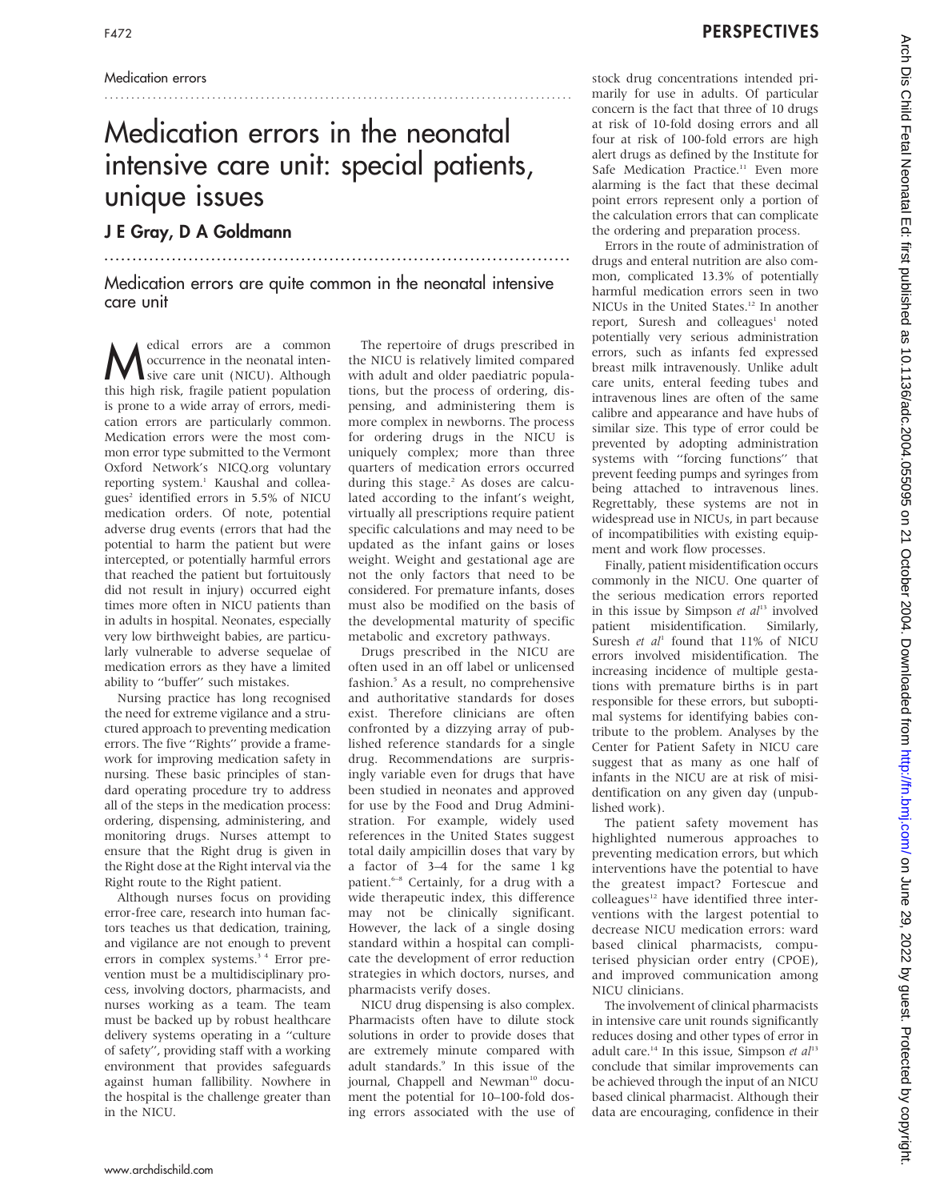Medication errors

# Medication errors in the neonatal intensive care unit: special patients, unique issues

## J E Gray, D A Goldmann

### Medication errors are quite common in the neonatal intensive care unit

Medical errors are a common occurrence in the neonatal intensive care unit (NICU). Although this high risk, fragile patient population is prone to a wide array of errors, medication errors are particularly common. Medication errors were the most common error type submitted to the Vermont Oxford Network's NICQ.org voluntary reporting system.[1] Kaushal and colleagues[2] identified errors in 5.5% of NICU medication orders. Of note, potential adverse drug events (errors that had the potential to harm the patient but were intercepted, or potentially harmful errors that reached the patient but fortuitously did not result in injury) occurred eight times more often in NICU patients than in adults in hospital. Neonates, especially very low birthweight babies, are particularly vulnerable to adverse sequelae of medication errors as they have a limited ability to "buffer" such mistakes.

Nursing practice has long recognised the need for extreme vigilance and a structured approach to preventing medication errors. The five "Rights" provide a framework for improving medication safety in nursing. These basic principles of standard operating procedure try to address all of the steps in the medication process: ordering, dispensing, administering, and monitoring drugs. Nurses attempt to ensure that the Right drug is given in the Right dose at the Right interval via the Right route to the Right patient.

Although nurses focus on providing error-free care, research into human factors teaches us that dedication, training, and vigilance are not enough to prevent errors in complex systems.[3 4] Error prevention must be a multidisciplinary process, involving doctors, pharmacists, and nurses working as a team. The team must be backed up by robust healthcare delivery systems operating in a "culture of safety", providing staff with a working environment that provides safeguards against human fallibility. Nowhere in the hospital is the challenge greater than in the NICU.

The repertoire of drugs prescribed in the NICU is relatively limited compared with adult and older paediatric populations, but the process of ordering, dispensing, and administering them is more complex in newborns. The process for ordering drugs in the NICU is uniquely complex; more than three quarters of medication errors occurred during this stage.[2] As doses are calculated according to the infant's weight, virtually all prescriptions require patient specific calculations and may need to be updated as the infant gains or loses weight. Weight and gestational age are not the only factors that need to be considered. For premature infants, doses must also be modified on the basis of the developmental maturity of specific metabolic and excretory pathways.

Drugs prescribed in the NICU are often used in an off label or unlicensed fashion.[5] As a result, no comprehensive and authoritative standards for doses exist. Therefore clinicians are often confronted by a dizzying array of published reference standards for a single drug. Recommendations are surprisingly variable even for drugs that have been studied in neonates and approved for use by the Food and Drug Administration. For example, widely used references in the United States suggest total daily ampicillin doses that vary by a factor of 3–4 for the same 1 kg patient.[6–8] Certainly, for a drug with a wide therapeutic index, this difference may not be clinically significant. However, the lack of a single dosing standard within a hospital can complicate the development of error reduction strategies in which doctors, nurses, and pharmacists verify doses.

NICU drug dispensing is also complex. Pharmacists often have to dilute stock solutions in order to provide doses that are extremely minute compared with adult standards.[9] In this issue of the journal, Chappell and Newman[10] document the potential for 10–100-fold dosing errors associated with the use of stock drug concentrations intended primarily for use in adults. Of particular concern is the fact that three of 10 drugs at risk of 10-fold dosing errors and all four at risk of 100-fold errors are high alert drugs as defined by the Institute for Safe Medication Practice.[11] Even more alarming is the fact that these decimal point errors represent only a portion of the calculation errors that can complicate the ordering and preparation process.

Errors in the route of administration of drugs and enteral nutrition are also common, complicated 13.3% of potentially harmful medication errors seen in two NICUs in the United States.[12] In another report, Suresh and colleagues[1] noted potentially very serious administration errors, such as infants fed expressed breast milk intravenously. Unlike adult care units, enteral feeding tubes and intravenous lines are often of the same calibre and appearance and have hubs of similar size. This type of error could be prevented by adopting administration systems with "forcing functions" that prevent feeding pumps and syringes from being attached to intravenous lines. Regrettably, these systems are not in widespread use in NICUs, in part because of incompatibilities with existing equipment and work flow processes.

Finally, patient misidentification occurs commonly in the NICU. One quarter of the serious medication errors reported in this issue by Simpson *et al*[13] involved patient misidentification. Similarly, Suresh *et al*[1] found that 11% of NICU errors involved misidentification. The increasing incidence of multiple gestations with premature births is in part responsible for these errors, but suboptimal systems for identifying babies contribute to the problem. Analyses by the Center for Patient Safety in NICU care suggest that as many as one half of infants in the NICU are at risk of misidentification on any given day (unpublished work).

The patient safety movement has highlighted numerous approaches to preventing medication errors, but which interventions have the potential to have the greatest impact? Fortescue and colleagues[12] have identified three interventions with the largest potential to decrease NICU medication errors: ward based clinical pharmacists, computerised physician order entry (CPOE), and improved communication among NICU clinicians.

The involvement of clinical pharmacists in intensive care unit rounds significantly reduces dosing and other types of error in adult care.[14] In this issue, Simpson *et al*[13] conclude that similar improvements can be achieved through the input of an NICU based clinical pharmacist. Although their data are encouraging, confidence in their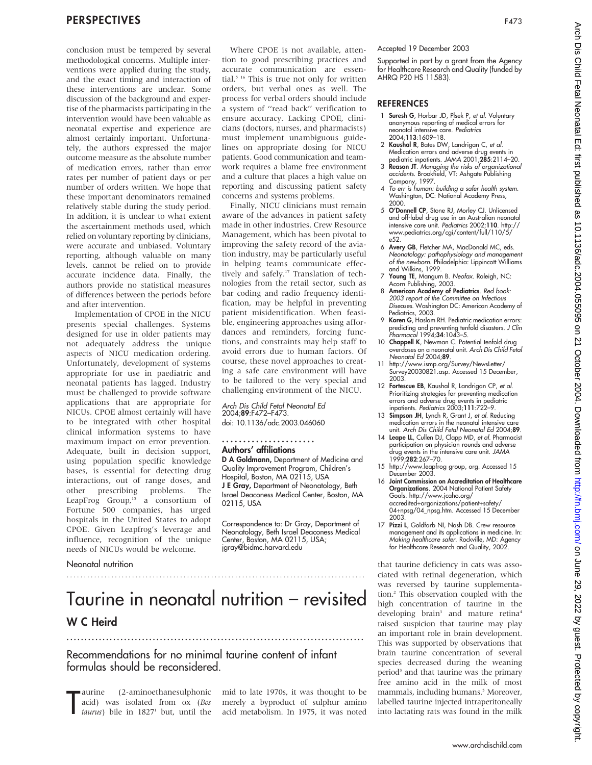conclusion must be tempered by several methodological concerns. Multiple interventions were applied during the study, and the exact timing and interaction of these interventions are unclear. Some discussion of the background and expertise of the pharmacists participating in the intervention would have been valuable as neonatal expertise and experience are almost certainly important. Unfortunately, the authors expressed the major outcome measure as the absolute number of medication errors, rather than error rates per number of patient days or per number of orders written. We hope that these important denominators remained relatively stable during the study period. In addition, it is unclear to what extent the ascertainment methods used, which relied on voluntary reporting by clinicians, were accurate and unbiased. Voluntary reporting, although valuable on many levels, cannot be relied on to provide accurate incidence data. Finally, the authors provide no statistical measures of differences between the periods before and after intervention.

Implementation of CPOE in the NICU presents special challenges. Systems designed for use in older patients may not adequately address the unique aspects of NICU medication ordering. Unfortunately, development of systems appropriate for use in paediatric and neonatal patients has lagged. Industry must be challenged to provide software applications that are appropriate for NICUs. CPOE almost certainly will have to be integrated with other hospital clinical information systems to have maximum impact on error prevention. Adequate, built in decision support, using population specific knowledge bases, is essential for detecting drug interactions, out of range doses, and other prescribing problems. The LeapFrog Group,[15] a consortium of Fortune 500 companies, has urged hospitals in the United States to adopt CPOE. Given Leapfrog's leverage and influence, recognition of the unique needs of NICUs would be welcome.

Where CPOE is not available, attention to good prescribing practices and accurate communication are essential.[5 16] This is true not only for written orders, but verbal ones as well. The process for verbal orders should include a system of "read back" verification to ensure accuracy. Lacking CPOE, clinicians (doctors, nurses, and pharmacists) must implement unambiguous guidelines on appropriate dosing for NICU patients. Good communication and teamwork requires a blame free environment and a culture that places a high value on reporting and discussing patient safety concerns and systems problems.

Finally, NICU clinicians must remain aware of the advances in patient safety made in other industries. Crew Resource Management, which has been pivotal to improving the safety record of the aviation industry, may be particularly useful in helping teams communicate effectively and safely.[17] Translation of technologies from the retail sector, such as bar coding and radio frequency identification, may be helpful in preventing patient misidentification. When feasible, engineering approaches using affordances and reminders, forcing functions, and constraints may help staff to avoid errors due to human factors. Of course, these novel approaches to creating a safe care environment will have to be tailored to the very special and challenging environment of the NICU.

*Arch Dis Child Fetal Neonatal Ed* 2004;**89**:F472–F473.
doi: 10.1136/adc.2003.046060

### Authors' affiliations

**D A Goldmann,** Department of Medicine and Quality Improvement Program, Children's Hospital, Boston, MA 02115, USA
**J E Gray,** Department of Neonatology, Beth Israel Deaconess Medical Center, Boston, MA 02115, USA

Correspondence to: Dr Gray, Department of Neonatology, Beth Israel Deaconess Medical Center, Boston, MA 02115, USA; jgray@bidmc.harvard.edu

Accepted 19 December 2003

Supported in part by a grant from the Agency for Healthcare Research and Quality (funded by AHRQ P20 HS 11583).

## REFERENCES

1. **Suresh G**, Horbar JD, Plsek P, *et al*. Voluntary anonymous reporting of medical errors for neonatal intensive care. *Pediatrics* 2004;**113**:1609–18.
2. **Kaushal R**, Bates DW, Landrigan C, *et al*. Medication errors and adverse drug events in pediatric inpatients. *JAMA* 2001;**285**:2114–20.
3. **Reason JT**. *Managing the risks of organizational accidents*. Brookfield, VT: Ashgate Publishing Company, 1997.
4. *To err is human: building a safer health system*. Washington, DC: National Academy Press, 2000.
5. **O'Donnell CP**, Stone RJ, Morley CJ. Unlicensed and off-label drug use in an Australian neonatal intensive care unit. *Pediatrics* 2002;**110**. http://www.pediatrics.org/cgi/content/full/110/5/e52.
6. **Avery GB**, Fletcher MA, MacDonald MC, eds. *Neonatology: pathophysiology and management of the newborn*. Philadelphia: Lippincott Williams and Wilkins, 1999.
7. **Young TE**, Mangum B. *Neofax*. Raleigh, NC: Acorn Publishing, 2003.
8. **American Academy of Pediatrics**. *Red book: 2003 report of the Committee on Infectious Diseases*. Washington DC: American Academy of Pediatrics, 2003.
9. **Koren G**, Haslam RH. Pediatric medication errors: predicting and preventing tenfold disasters. *J Clin Pharmacol* 1994;**34**:1043–5.
10. **Chappell K**, Newman C. Potential tenfold drug overdoses on a neonatal unit. *Arch Dis Child Fetal Neonatal Ed* 2004;**89**.
11. http://www.ismp.org/Survey/NewsLetter/Survey20030821.asp. Accessed 15 December, 2003.
12. **Fortescue EB**, Kaushal R, Landrigan CP, *et al*. Prioritizing strategies for preventing medication errors and adverse drug events in pediatric inpatients. *Pediatrics* 2003;**111**:722–9.
13. **Simpson JH**, Lynch R, Grant J, *et al*. Reducing medication errors in the neonatal intensive care unit. *Arch Dis Child Fetal Neonatal Ed* 2004;**89**.
14. **Leape LL**, Cullen DJ, Clapp MD, *et al*. Pharmacist participation on physician rounds and adverse drug events in the intensive care unit. *JAMA* 1999;**282**:267–70.
15. http://www.leapfrog group, org. Accessed 15 December 2003.
16. **Joint Commission on Accreditation of Healthcare Organizations**. 2004 National Patient Safety Goals. http://www.jcaho.org/accredited+organizations/patient+safety/04+npsg/04_npsg.htm. Accessed 15 December 2003.
17. **Pizzi L**, Goldfarb NI, Nash DB. Crew resource management and its applications in medicine. In: *Making healthcare safer*. Rockville, MD: Agency for Healthcare Research and Quality, 2002.

Neonatal nutrition

# Taurine in neonatal nutrition – revisited

## W C Heird

Recommendations for no minimal taurine content of infant formulas should be reconsidered.

Taurine (2-aminoethanesulphonic acid) was isolated from ox (*Bos taurus*) bile in 1827[1] but, until the mid to late 1970s, it was thought to be merely a byproduct of sulphur amino acid metabolism. In 1975, it was noted that taurine deficiency in cats was associated with retinal degeneration, which was reversed by taurine supplementation.[2] This observation coupled with the high concentration of taurine in the developing brain[3] and mature retina[4] raised suspicion that taurine may play an important role in brain development. This was supported by observations that brain taurine concentration of several species decreased during the weaning period[3] and that taurine was the primary free amino acid in the milk of most mammals, including humans.[5] Moreover, labelled taurine injected intraperitoneally into lactating rats was found in the milk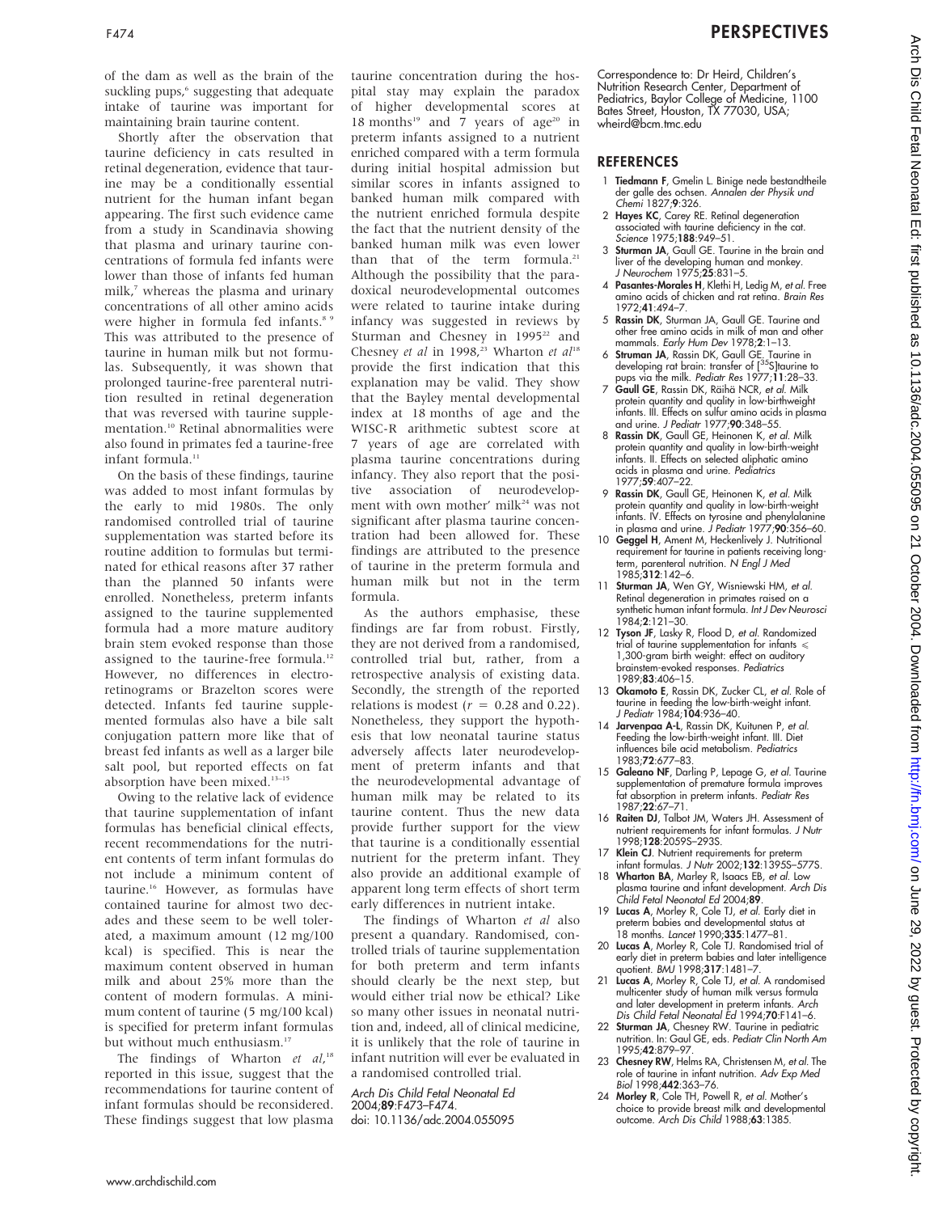of the dam as well as the brain of the suckling pups,[6] suggesting that adequate intake of taurine was important for maintaining brain taurine content.

Shortly after the observation that taurine deficiency in cats resulted in retinal degeneration, evidence that taurine may be a conditionally essential nutrient for the human infant began appearing. The first such evidence came from a study in Scandinavia showing that plasma and urinary taurine concentrations of formula fed infants were lower than those of infants fed human milk,[7] whereas the plasma and urinary concentrations of all other amino acids were higher in formula fed infants.[8 9] This was attributed to the presence of taurine in human milk but not formulas. Subsequently, it was shown that prolonged taurine-free parenteral nutrition resulted in retinal degeneration that was reversed with taurine supplementation.[10] Retinal abnormalities were also found in primates fed a taurine-free infant formula.[11]

On the basis of these findings, taurine was added to most infant formulas by the early to mid 1980s. The only randomised controlled trial of taurine supplementation was started before its routine addition to formulas but terminated for ethical reasons after 37 rather than the planned 50 infants were enrolled. Nonetheless, preterm infants assigned to the taurine supplemented formula had a more mature auditory brain stem evoked response than those assigned to the taurine-free formula.[12] However, no differences in electroretinograms or Brazelton scores were detected. Infants fed taurine supplemented formulas also have a bile salt conjugation pattern more like that of breast fed infants as well as a larger bile salt pool, but reported effects on fat absorption have been mixed.[13–15]

Owing to the relative lack of evidence that taurine supplementation of infant formulas has beneficial clinical effects, recent recommendations for the nutrient contents of term infant formulas do not include a minimum content of taurine.[16] However, as formulas have contained taurine for almost two decades and these seem to be well tolerated, a maximum amount (12 mg/100 kcal) is specified. This is near the maximum content observed in human milk and about 25% more than the content of modern formulas. A minimum content of taurine (5 mg/100 kcal) is specified for preterm infant formulas but without much enthusiasm.[17]

The findings of Wharton *et al*,[18] reported in this issue, suggest that the recommendations for taurine content of infant formulas should be reconsidered. These findings suggest that low plasma taurine concentration during the hospital stay may explain the paradox of higher developmental scores at 18 months[19] and 7 years of age[20] in preterm infants assigned to a nutrient enriched compared with a term formula during initial hospital admission but similar scores in infants assigned to banked human milk compared with the nutrient enriched formula despite the fact that the nutrient density of the banked human milk was even lower than that of the term formula.[21] Although the possibility that the paradoxical neurodevelopmental outcomes were related to taurine intake during infancy was suggested in reviews by Sturman and Chesney in 1995[22] and Chesney *et al* in 1998,[23] Wharton *et al*[18] provide the first indication that this explanation may be valid. They show that the Bayley mental developmental index at 18 months of age and the WISC-R arithmetic subtest score at 7 years of age are correlated with plasma taurine concentrations during infancy. They also report that the positive association of neurodevelopment with own mother' milk[24] was not significant after plasma taurine concentration had been allowed for. These findings are attributed to the presence of taurine in the preterm formula and human milk but not in the term formula.

As the authors emphasise, these findings are far from robust. Firstly, they are not derived from a randomised, controlled trial but, rather, from a retrospective analysis of existing data. Secondly, the strength of the reported relations is modest ($r = 0.28$ and 0.22). Nonetheless, they support the hypothesis that low neonatal taurine status adversely affects later neurodevelopment of preterm infants and that the neurodevelopmental advantage of human milk may be related to its taurine content. Thus the new data provide further support for the view that taurine is a conditionally essential nutrient for the preterm infant. They also provide an additional example of apparent long term effects of short term early differences in nutrient intake.

The findings of Wharton *et al* also present a quandary. Randomised, controlled trials of taurine supplementation for both preterm and term infants should clearly be the next step, but would either trial now be ethical? Like so many other issues in neonatal nutrition and, indeed, all of clinical medicine, it is unlikely that the role of taurine in infant nutrition will ever be evaluated in a randomised controlled trial.

*Arch Dis Child Fetal Neonatal Ed* 2004;**89**:F473–F474.
doi: 10.1136/adc.2004.055095

Correspondence to: Dr Heird, Children's Nutrition Research Center, Department of Pediatrics, Baylor College of Medicine, 1100 Bates Street, Houston, TX 77030, USA; wheird@bcm.tmc.edu

## REFERENCES

1. **Tiedmann F**, Gmelin L. Binige nede bestandtheile der galle des ochsen. *Annalen der Physik und Chemi* 1827;**9**:326.
2. **Hayes KC**, Carey RE. Retinal degeneration associated with taurine deficiency in the cat. *Science* 1975;**188**:949–51.
3. **Sturman JA**, Gaull GE. Taurine in the brain and liver of the developing human and monkey. *J Neurochem* 1975;**25**:831–5.
4. **Pasantes-Morales H**, Klethi H, Ledig M, *et al*. Free amino acids of chicken and rat retina. *Brain Res* 1972;**41**:494–7.
5. **Rassin DK**, Sturman JA, Gaull GE. Taurine and other free amino acids in milk of man and other mammals. *Early Hum Dev* 1978;**2**:1–13.
6. **Struman JA**, Rassin DK, Gaull GE. Taurine in developing rat brain: transfer of [$^{35}$S]taurine to pups via the milk. *Pediatr Res* 1977;**11**:28–33.
7. **Gaull GE**, Rassin DK, Räihä NCR, *et al*. Milk protein quantity and quality in low-birthweight infants. III. Effects on sulfur amino acids in plasma and urine. *J Pediatr* 1977;**90**:348–55.
8. **Rassin DK**, Gaull GE, Heinonen K, *et al*. Milk protein quantity and quality in low-birth-weight infants. II. Effects on selected aliphatic amino acids in plasma and urine. *Pediatrics* 1977;**59**:407–22.
9. **Rassin DK**, Gaull GE, Heinonen K, *et al*. Milk protein quantity and quality in low-birth-weight infants. IV. Effects on tyrosine and phenylalanine in plasma and urine. *J Pediatr* 1977;**90**:356–60.
10. **Geggel H**, Ament M, Heckenlively J. Nutritional requirement for taurine in patients receiving long-term, parenteral nutrition. *N Engl J Med* 1985;**312**:142–6.
11. **Sturman JA**, Wen GY, Wisniewski HM, *et al*. Retinal degeneration in primates raised on a synthetic human infant formula. *Int J Dev Neurosci* 1984;**2**:121–30.
12. **Tyson JF**, Lasky R, Flood D, *et al*. Randomized trial of taurine supplementation for infants ⩽ 1,300-gram birth weight: effect on auditory brainstem-evoked responses. *Pediatrics* 1989;**83**:406–15.
13. **Okamoto E**, Rassin DK, Zucker CL, *et al*. Role of taurine in feeding the low-birth-weight infant. *J Pediatr* 1984;**104**:936–40.
14. **Jarvenpaa A-L**, Rassin DK, Kuitunen P, *et al*. Feeding the low-birth-weight infant. III. Diet influences bile acid metabolism. *Pediatrics* 1983;**72**:677–83.
15. **Galeano NF**, Darling P, Lepage G, *et al*. Taurine supplementation of premature formula improves fat absorption in preterm infants. *Pediatr Res* 1987;**22**:67–71.
16. **Raiten DJ**, Talbot JM, Waters JH. Assessment of nutrient requirements for infant formulas. *J Nutr* 1998;**128**:2059S–293S.
17. **Klein CJ**. Nutrient requirements for preterm infant formulas. *J Nutr* 2002;**132**:1395S–577S.
18. **Wharton BA**, Morley R, Isaacs EB, *et al*. Low plasma taurine and infant development. *Arch Dis Child Fetal Neonatal Ed* 2004;**89**.
19. **Lucas A**, Morley R, Cole TJ, *et al*. Early diet in preterm babies and developmental status at 18 months. *Lancet* 1990;**335**:1477–81.
20. **Lucas A**, Morley R, Cole TJ. Randomised trial of early diet in preterm babies and later intelligence quotient. *BMJ* 1998;**317**:1481–7.
21. **Lucas A**, Morley R, Cole TJ, *et al*. A randomised multicenter study of human milk versus formula and later development in preterm infants. *Arch Dis Child Fetal Neonatal Ed* 1994;**70**:F141–6.
22. **Sturman JA**, Chesney RW. Taurine in pediatric nutrition. In: Gaul GE, eds. *Pediatr Clin North Am* 1995;**42**:879–97.
23. **Chesney RW**, Helms RA, Christensen M, *et al*. The role of taurine in infant nutrition. *Adv Exp Med Biol* 1998;**442**:363–76.
24. **Morley R**, Cole TH, Powell R, *et al*. Mother's choice to provide breast milk and developmental outcome. *Arch Dis Child* 1988;**63**:1385.